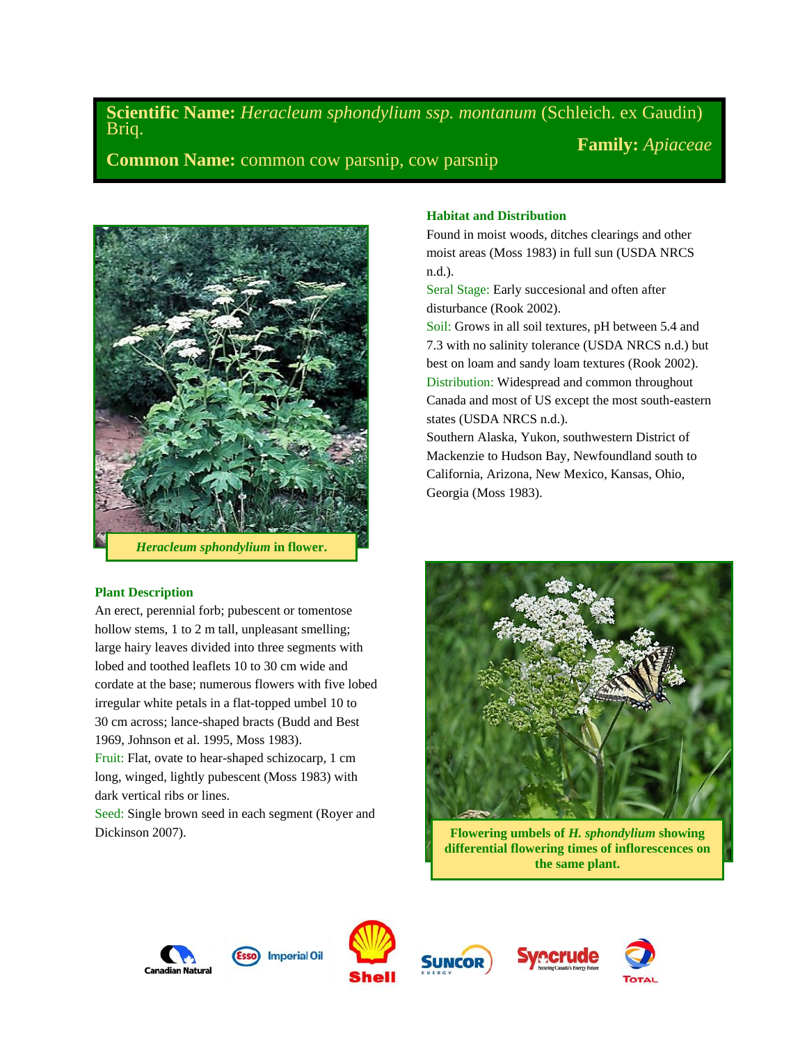**Scientific Name:** *Heracleum sphondylium ssp. montanum* (Schleich. ex Gaudin) Briq.

**Family:** *Apiaceae*

**Common Name:** common cow parsnip, cow parsnip

***Heracleum sphondylium*** **in flower.**

## Plant Description

An erect, perennial forb; pubescent or tomentose hollow stems, 1 to 2 m tall, unpleasant smelling; large hairy leaves divided into three segments with lobed and toothed leaflets 10 to 30 cm wide and cordate at the base; numerous flowers with five lobed irregular white petals in a flat-topped umbel 10 to 30 cm across; lance-shaped bracts (Budd and Best 1969, Johnson et al. 1995, Moss 1983).

Fruit: Flat, ovate to hear-shaped schizocarp, 1 cm long, winged, lightly pubescent (Moss 1983) with dark vertical ribs or lines.

Seed: Single brown seed in each segment (Royer and Dickinson 2007).

## Habitat and Distribution

Found in moist woods, ditches clearings and other moist areas (Moss 1983) in full sun (USDA NRCS n.d.).

Seral Stage: Early succesional and often after disturbance (Rook 2002).

Soil: Grows in all soil textures, pH between 5.4 and 7.3 with no salinity tolerance (USDA NRCS n.d.) but best on loam and sandy loam textures (Rook 2002).

Distribution: Widespread and common throughout Canada and most of US except the most south-eastern states (USDA NRCS n.d.).

Southern Alaska, Yukon, southwestern District of Mackenzie to Hudson Bay, Newfoundland south to California, Arizona, New Mexico, Kansas, Ohio, Georgia (Moss 1983).

**Flowering umbels of *H. sphondylium* showing differential flowering times of inflorescences on the same plant.**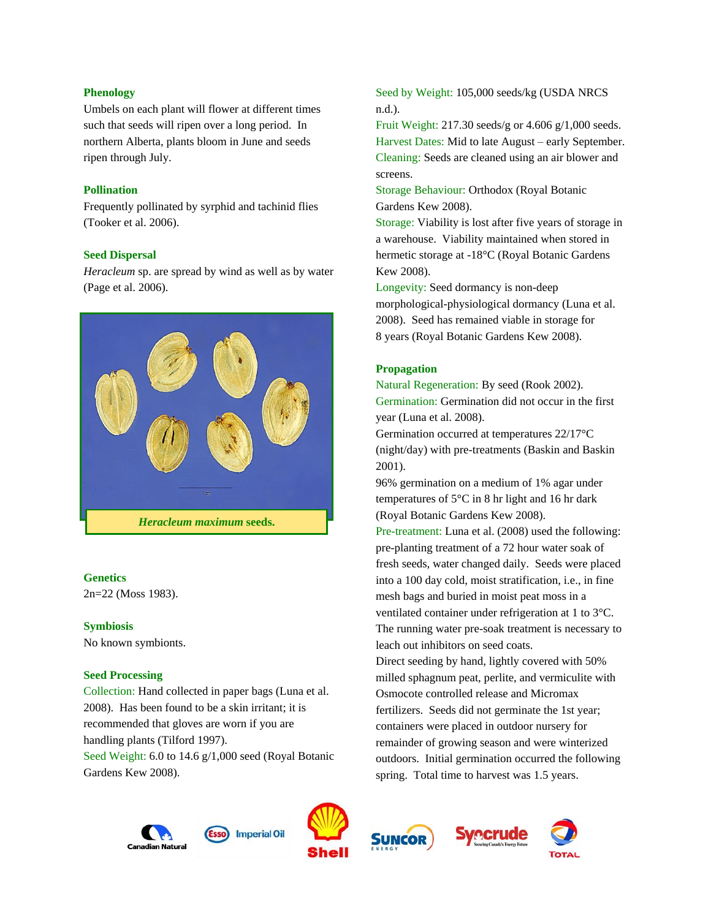### Phenology

Umbels on each plant will flower at different times such that seeds will ripen over a long period. In northern Alberta, plants bloom in June and seeds ripen through July.

### Pollination

Frequently pollinated by syrphid and tachinid flies (Tooker et al. 2006).

### Seed Dispersal

*Heracleum* sp. are spread by wind as well as by water (Page et al. 2006).

***Heracleum maximum* seeds.**

### Genetics

2n=22 (Moss 1983).

### Symbiosis

No known symbionts.

### Seed Processing

Collection: Hand collected in paper bags (Luna et al. 2008). Has been found to be a skin irritant; it is recommended that gloves are worn if you are handling plants (Tilford 1997).

Seed Weight: 6.0 to 14.6 g/1,000 seed (Royal Botanic Gardens Kew 2008).

Seed by Weight: 105,000 seeds/kg (USDA NRCS n.d.).

Fruit Weight: 217.30 seeds/g or 4.606 g/1,000 seeds.

Harvest Dates: Mid to late August – early September.

Cleaning: Seeds are cleaned using an air blower and screens.

Storage Behaviour: Orthodox (Royal Botanic Gardens Kew 2008).

Storage: Viability is lost after five years of storage in a warehouse. Viability maintained when stored in hermetic storage at -18°C (Royal Botanic Gardens Kew 2008).

Longevity: Seed dormancy is non-deep morphological-physiological dormancy (Luna et al. 2008). Seed has remained viable in storage for 8 years (Royal Botanic Gardens Kew 2008).

### Propagation

Natural Regeneration: By seed (Rook 2002).

Germination: Germination did not occur in the first year (Luna et al. 2008).

Germination occurred at temperatures 22/17°C (night/day) with pre-treatments (Baskin and Baskin 2001).

96% germination on a medium of 1% agar under temperatures of 5°C in 8 hr light and 16 hr dark (Royal Botanic Gardens Kew 2008).

Pre-treatment: Luna et al. (2008) used the following: pre-planting treatment of a 72 hour water soak of fresh seeds, water changed daily. Seeds were placed into a 100 day cold, moist stratification, i.e., in fine mesh bags and buried in moist peat moss in a ventilated container under refrigeration at 1 to 3°C. The running water pre-soak treatment is necessary to leach out inhibitors on seed coats.

Direct seeding by hand, lightly covered with 50% milled sphagnum peat, perlite, and vermiculite with Osmocote controlled release and Micromax fertilizers. Seeds did not germinate the 1st year; containers were placed in outdoor nursery for remainder of growing season and were winterized outdoors. Initial germination occurred the following spring. Total time to harvest was 1.5 years.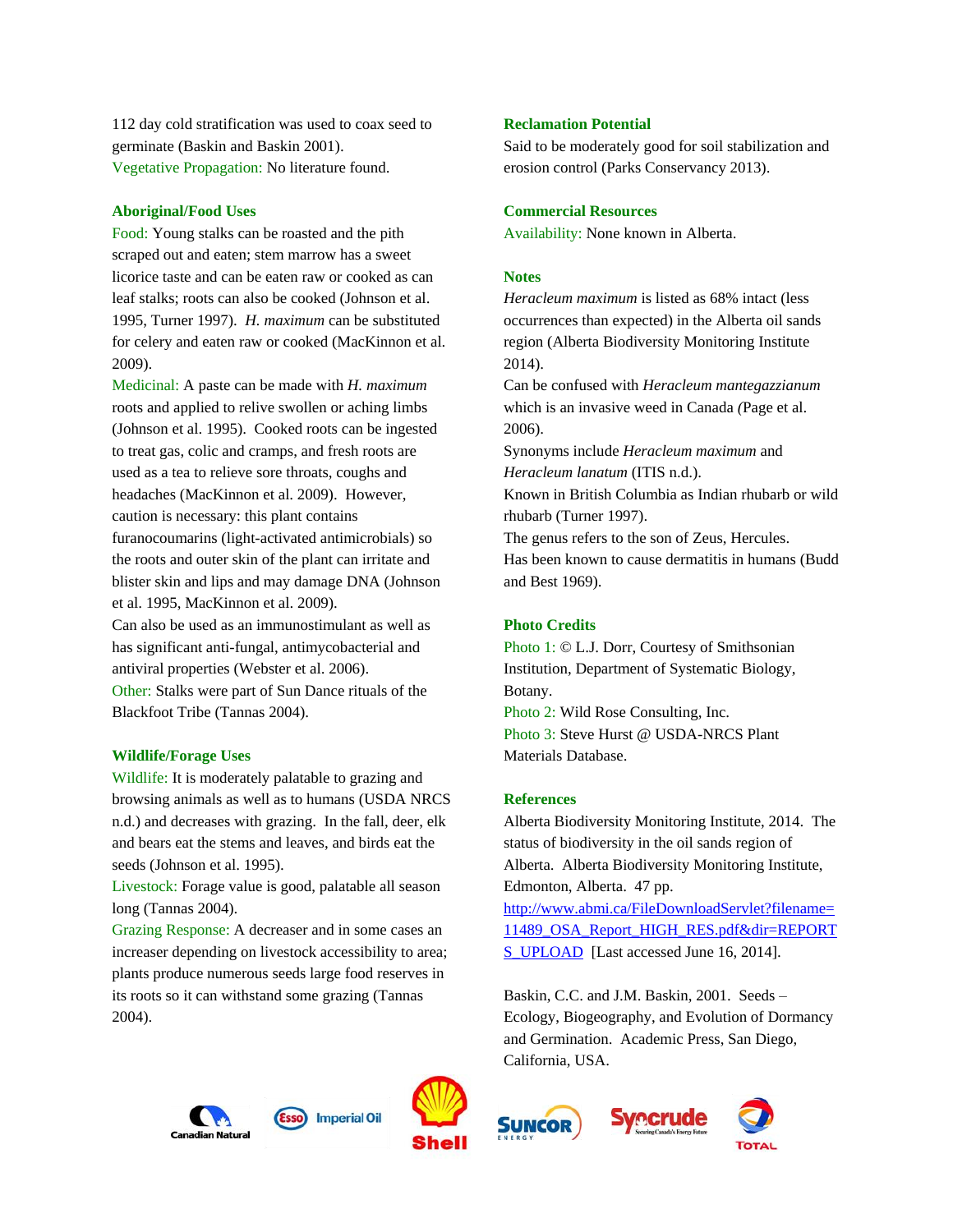112 day cold stratification was used to coax seed to germinate (Baskin and Baskin 2001).
Vegetative Propagation: No literature found.

### Aboriginal/Food Uses

Food: Young stalks can be roasted and the pith scraped out and eaten; stem marrow has a sweet licorice taste and can be eaten raw or cooked as can leaf stalks; roots can also be cooked (Johnson et al. 1995, Turner 1997). *H. maximum* can be substituted for celery and eaten raw or cooked (MacKinnon et al. 2009).
Medicinal: A paste can be made with *H. maximum* roots and applied to relive swollen or aching limbs (Johnson et al. 1995). Cooked roots can be ingested to treat gas, colic and cramps, and fresh roots are used as a tea to relieve sore throats, coughs and headaches (MacKinnon et al. 2009). However, caution is necessary: this plant contains furanocoumarins (light-activated antimicrobials) so the roots and outer skin of the plant can irritate and blister skin and lips and may damage DNA (Johnson et al. 1995, MacKinnon et al. 2009).
Can also be used as an immunostimulant as well as has significant anti-fungal, antimycobacterial and antiviral properties (Webster et al. 2006).
Other: Stalks were part of Sun Dance rituals of the Blackfoot Tribe (Tannas 2004).

### Wildlife/Forage Uses

Wildlife: It is moderately palatable to grazing and browsing animals as well as to humans (USDA NRCS n.d.) and decreases with grazing. In the fall, deer, elk and bears eat the stems and leaves, and birds eat the seeds (Johnson et al. 1995).
Livestock: Forage value is good, palatable all season long (Tannas 2004).
Grazing Response: A decreaser and in some cases an increaser depending on livestock accessibility to area; plants produce numerous seeds large food reserves in its roots so it can withstand some grazing (Tannas 2004).

### Reclamation Potential

Said to be moderately good for soil stabilization and erosion control (Parks Conservancy 2013).

### Commercial Resources

Availability: None known in Alberta.

### Notes

*Heracleum maximum* is listed as 68% intact (less occurrences than expected) in the Alberta oil sands region (Alberta Biodiversity Monitoring Institute 2014).
Can be confused with *Heracleum mantegazzianum* which is an invasive weed in Canada (Page et al. 2006).
Synonyms include *Heracleum maximum* and *Heracleum lanatum* (ITIS n.d.).
Known in British Columbia as Indian rhubarb or wild rhubarb (Turner 1997).
The genus refers to the son of Zeus, Hercules.
Has been known to cause dermatitis in humans (Budd and Best 1969).

### Photo Credits

Photo 1: © L.J. Dorr, Courtesy of Smithsonian Institution, Department of Systematic Biology, Botany.
Photo 2: Wild Rose Consulting, Inc.
Photo 3: Steve Hurst @ USDA-NRCS Plant Materials Database.

### References

Alberta Biodiversity Monitoring Institute, 2014. The status of biodiversity in the oil sands region of Alberta. Alberta Biodiversity Monitoring Institute, Edmonton, Alberta. 47 pp. http://www.abmi.ca/FileDownloadServlet?filename=11489_OSA_Report_HIGH_RES.pdf&dir=REPORTS_UPLOAD [Last accessed June 16, 2014].

Baskin, C.C. and J.M. Baskin, 2001. Seeds – Ecology, Biogeography, and Evolution of Dormancy and Germination. Academic Press, San Diego, California, USA.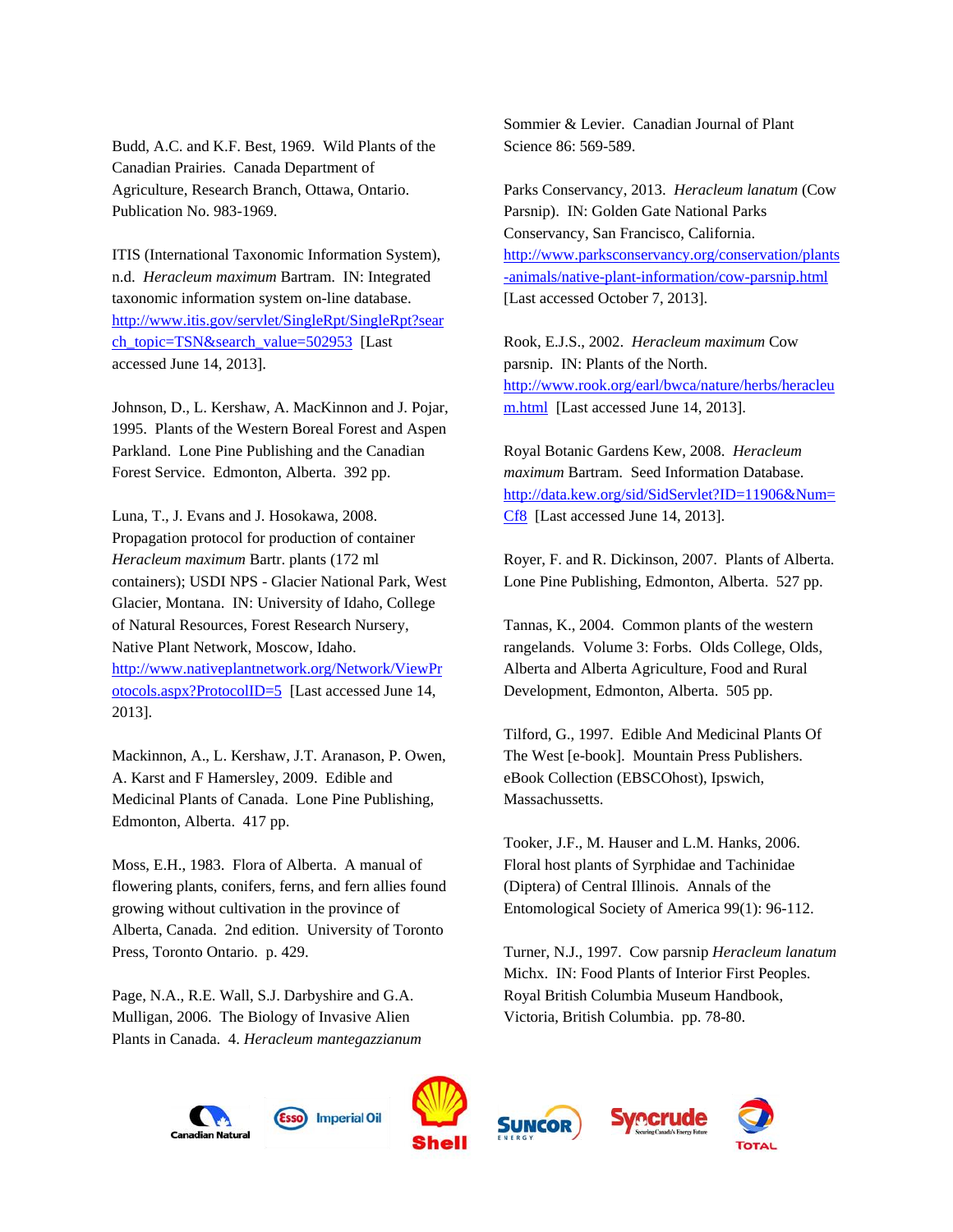Budd, A.C. and K.F. Best, 1969. Wild Plants of the Canadian Prairies. Canada Department of Agriculture, Research Branch, Ottawa, Ontario. Publication No. 983-1969.

ITIS (International Taxonomic Information System), n.d. *Heracleum maximum* Bartram. IN: Integrated taxonomic information system on-line database. http://www.itis.gov/servlet/SingleRpt/SingleRpt?search_topic=TSN&search_value=502953 [Last accessed June 14, 2013].

Johnson, D., L. Kershaw, A. MacKinnon and J. Pojar, 1995. Plants of the Western Boreal Forest and Aspen Parkland. Lone Pine Publishing and the Canadian Forest Service. Edmonton, Alberta. 392 pp.

Luna, T., J. Evans and J. Hosokawa, 2008. Propagation protocol for production of container *Heracleum maximum* Bartr. plants (172 ml containers); USDI NPS - Glacier National Park, West Glacier, Montana. IN: University of Idaho, College of Natural Resources, Forest Research Nursery, Native Plant Network, Moscow, Idaho. http://www.nativeplantnetwork.org/Network/ViewProtocols.aspx?ProtocolID=5 [Last accessed June 14, 2013].

Mackinnon, A., L. Kershaw, J.T. Aranason, P. Owen, A. Karst and F Hamersley, 2009. Edible and Medicinal Plants of Canada. Lone Pine Publishing, Edmonton, Alberta. 417 pp.

Moss, E.H., 1983. Flora of Alberta. A manual of flowering plants, conifers, ferns, and fern allies found growing without cultivation in the province of Alberta, Canada. 2nd edition. University of Toronto Press, Toronto Ontario. p. 429.

Page, N.A., R.E. Wall, S.J. Darbyshire and G.A. Mulligan, 2006. The Biology of Invasive Alien Plants in Canada. 4. *Heracleum mantegazzianum* Sommier & Levier. Canadian Journal of Plant Science 86: 569-589.

Parks Conservancy, 2013. *Heracleum lanatum* (Cow Parsnip). IN: Golden Gate National Parks Conservancy, San Francisco, California. http://www.parksconservancy.org/conservation/plants-animals/native-plant-information/cow-parsnip.html [Last accessed October 7, 2013].

Rook, E.J.S., 2002. *Heracleum maximum* Cow parsnip. IN: Plants of the North. http://www.rook.org/earl/bwca/nature/herbs/heracleum.html [Last accessed June 14, 2013].

Royal Botanic Gardens Kew, 2008. *Heracleum maximum* Bartram. Seed Information Database. http://data.kew.org/sid/SidServlet?ID=11906&Num=Cf8 [Last accessed June 14, 2013].

Royer, F. and R. Dickinson, 2007. Plants of Alberta. Lone Pine Publishing, Edmonton, Alberta. 527 pp.

Tannas, K., 2004. Common plants of the western rangelands. Volume 3: Forbs. Olds College, Olds, Alberta and Alberta Agriculture, Food and Rural Development, Edmonton, Alberta. 505 pp.

Tilford, G., 1997. Edible And Medicinal Plants Of The West [e-book]. Mountain Press Publishers. eBook Collection (EBSCOhost), Ipswich, Massachussetts.

Tooker, J.F., M. Hauser and L.M. Hanks, 2006. Floral host plants of Syrphidae and Tachinidae (Diptera) of Central Illinois. Annals of the Entomological Society of America 99(1): 96-112.

Turner, N.J., 1997. Cow parsnip *Heracleum lanatum* Michx. IN: Food Plants of Interior First Peoples. Royal British Columbia Museum Handbook, Victoria, British Columbia. pp. 78-80.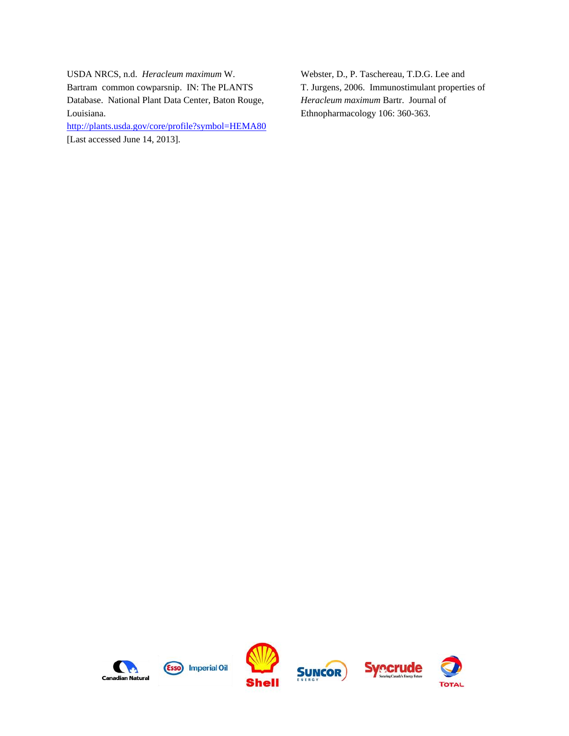USDA NRCS, n.d. *Heracleum maximum* W. Bartram common cowparsnip. IN: The PLANTS Database. National Plant Data Center, Baton Rouge, Louisiana. http://plants.usda.gov/core/profile?symbol=HEMA80 [Last accessed June 14, 2013].

Webster, D., P. Taschereau, T.D.G. Lee and T. Jurgens, 2006. Immunostimulant properties of *Heracleum maximum* Bartr. Journal of Ethnopharmacology 106: 360-363.